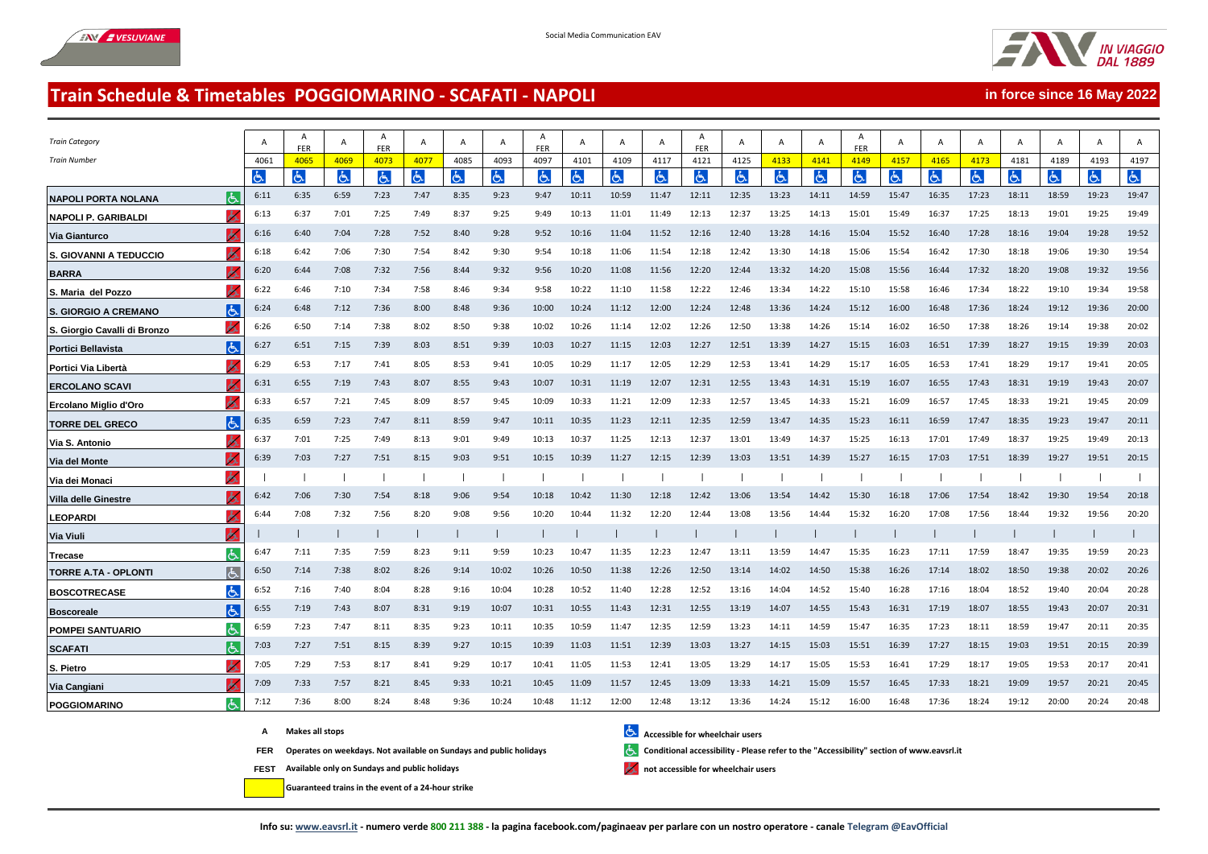Social Media Communication EAV

# Train Schedule & Timetables POGGIOMARINO - SCAFATI - NAPOLI

**in force since 16 May 2022**

| *Train Category* | | A | A FER | A | A FER | A | A | A | A FER | A | A | A | A FER | A | A | A | A FER | A | A | A | A | A | A | A |
|---|---|---|---|---|---|---|---|---|---|---|---|---|---|---|---|---|---|---|---|---|---|---|---|---|
| *Train Number* | | 4061 | 4065 | 4069 | 4073 | 4077 | 4085 | 4093 | 4097 | 4101 | 4109 | 4117 | 4121 | 4125 | 4133 | 4141 | 4149 | 4157 | 4165 | 4173 | 4181 | 4189 | 4193 | 4197 |
| | | ♿ | ♿ | ♿ | ♿ | ♿ | ♿ | ♿ | ♿ | ♿ | ♿ | ♿ | ♿ | ♿ | ♿ | ♿ | ♿ | ♿ | ♿ | ♿ | ♿ | ♿ | ♿ | ♿ |
| **NAPOLI PORTA NOLANA** | ♿ | 6:11 | 6:35 | 6:59 | 7:23 | 7:47 | 8:35 | 9:23 | 9:47 | 10:11 | 10:59 | 11:47 | 12:11 | 12:35 | 13:23 | 14:11 | 14:59 | 15:47 | 16:35 | 17:23 | 18:11 | 18:59 | 19:23 | 19:47 |
| **NAPOLI P. GARIBALDI** | not accessible | 6:13 | 6:37 | 7:01 | 7:25 | 7:49 | 8:37 | 9:25 | 9:49 | 10:13 | 11:01 | 11:49 | 12:13 | 12:37 | 13:25 | 14:13 | 15:01 | 15:49 | 16:37 | 17:25 | 18:13 | 19:01 | 19:25 | 19:49 |
| **Via Gianturco** | not accessible | 6:16 | 6:40 | 7:04 | 7:28 | 7:52 | 8:40 | 9:28 | 9:52 | 10:16 | 11:04 | 11:52 | 12:16 | 12:40 | 13:28 | 14:16 | 15:04 | 15:52 | 16:40 | 17:28 | 18:16 | 19:04 | 19:28 | 19:52 |
| **S. GIOVANNI A TEDUCCIO** | not accessible | 6:18 | 6:42 | 7:06 | 7:30 | 7:54 | 8:42 | 9:30 | 9:54 | 10:18 | 11:06 | 11:54 | 12:18 | 12:42 | 13:30 | 14:18 | 15:06 | 15:54 | 16:42 | 17:30 | 18:18 | 19:06 | 19:30 | 19:54 |
| **BARRA** | not accessible | 6:20 | 6:44 | 7:08 | 7:32 | 7:56 | 8:44 | 9:32 | 9:56 | 10:20 | 11:08 | 11:56 | 12:20 | 12:44 | 13:32 | 14:20 | 15:08 | 15:56 | 16:44 | 17:32 | 18:20 | 19:08 | 19:32 | 19:56 |
| **S. Maria del Pozzo** | not accessible | 6:22 | 6:46 | 7:10 | 7:34 | 7:58 | 8:46 | 9:34 | 9:58 | 10:22 | 11:10 | 11:58 | 12:22 | 12:46 | 13:34 | 14:22 | 15:10 | 15:58 | 16:46 | 17:34 | 18:22 | 19:10 | 19:34 | 19:58 |
| **S. GIORGIO A CREMANO** | ♿ | 6:24 | 6:48 | 7:12 | 7:36 | 8:00 | 8:48 | 9:36 | 10:00 | 10:24 | 11:12 | 12:00 | 12:24 | 12:48 | 13:36 | 14:24 | 15:12 | 16:00 | 16:48 | 17:36 | 18:24 | 19:12 | 19:36 | 20:00 |
| **S. Giorgio Cavalli di Bronzo** | not accessible | 6:26 | 6:50 | 7:14 | 7:38 | 8:02 | 8:50 | 9:38 | 10:02 | 10:26 | 11:14 | 12:02 | 12:26 | 12:50 | 13:38 | 14:26 | 15:14 | 16:02 | 16:50 | 17:38 | 18:26 | 19:14 | 19:38 | 20:02 |
| **Portici Bellavista** | ♿ | 6:27 | 6:51 | 7:15 | 7:39 | 8:03 | 8:51 | 9:39 | 10:03 | 10:27 | 11:15 | 12:03 | 12:27 | 12:51 | 13:39 | 14:27 | 15:15 | 16:03 | 16:51 | 17:39 | 18:27 | 19:15 | 19:39 | 20:03 |
| **Portici Via Libertà** | not accessible | 6:29 | 6:53 | 7:17 | 7:41 | 8:05 | 8:53 | 9:41 | 10:05 | 10:29 | 11:17 | 12:05 | 12:29 | 12:53 | 13:41 | 14:29 | 15:17 | 16:05 | 16:53 | 17:41 | 18:29 | 19:17 | 19:41 | 20:05 |
| **ERCOLANO SCAVI** | not accessible | 6:31 | 6:55 | 7:19 | 7:43 | 8:07 | 8:55 | 9:43 | 10:07 | 10:31 | 11:19 | 12:07 | 12:31 | 12:55 | 13:43 | 14:31 | 15:19 | 16:07 | 16:55 | 17:43 | 18:31 | 19:19 | 19:43 | 20:07 |
| **Ercolano Miglio d'Oro** | not accessible | 6:33 | 6:57 | 7:21 | 7:45 | 8:09 | 8:57 | 9:45 | 10:09 | 10:33 | 11:21 | 12:09 | 12:33 | 12:57 | 13:45 | 14:33 | 15:21 | 16:09 | 16:57 | 17:45 | 18:33 | 19:21 | 19:45 | 20:09 |
| **TORRE DEL GRECO** | ♿ | 6:35 | 6:59 | 7:23 | 7:47 | 8:11 | 8:59 | 9:47 | 10:11 | 10:35 | 11:23 | 12:11 | 12:35 | 12:59 | 13:47 | 14:35 | 15:23 | 16:11 | 16:59 | 17:47 | 18:35 | 19:23 | 19:47 | 20:11 |
| **Via S. Antonio** | not accessible | 6:37 | 7:01 | 7:25 | 7:49 | 8:13 | 9:01 | 9:49 | 10:13 | 10:37 | 11:25 | 12:13 | 12:37 | 13:01 | 13:49 | 14:37 | 15:25 | 16:13 | 17:01 | 17:49 | 18:37 | 19:25 | 19:49 | 20:13 |
| **Via del Monte** | not accessible | 6:39 | 7:03 | 7:27 | 7:51 | 8:15 | 9:03 | 9:51 | 10:15 | 10:39 | 11:27 | 12:15 | 12:39 | 13:03 | 13:51 | 14:39 | 15:27 | 16:15 | 17:03 | 17:51 | 18:39 | 19:27 | 19:51 | 20:15 |
| **Via dei Monaci** | not accessible | \| | \| | \| | \| | \| | \| | \| | \| | \| | \| | \| | \| | \| | \| | \| | \| | \| | \| | \| | \| | \| | \| | \| |
| **Villa delle Ginestre** | not accessible | 6:42 | 7:06 | 7:30 | 7:54 | 8:18 | 9:06 | 9:54 | 10:18 | 10:42 | 11:30 | 12:18 | 12:42 | 13:06 | 13:54 | 14:42 | 15:30 | 16:18 | 17:06 | 17:54 | 18:42 | 19:30 | 19:54 | 20:18 |
| **LEOPARDI** | not accessible | 6:44 | 7:08 | 7:32 | 7:56 | 8:20 | 9:08 | 9:56 | 10:20 | 10:44 | 11:32 | 12:20 | 12:44 | 13:08 | 13:56 | 14:44 | 15:32 | 16:20 | 17:08 | 17:56 | 18:44 | 19:32 | 19:56 | 20:20 |
| **Via Viuli** | not accessible | \| | \| | \| | \| | \| | \| | \| | \| | \| | \| | \| | \| | \| | \| | \| | \| | \| | \| | \| | \| | \| | \| | \| |
| **Trecase** | conditional ♿ | 6:47 | 7:11 | 7:35 | 7:59 | 8:23 | 9:11 | 9:59 | 10:23 | 10:47 | 11:35 | 12:23 | 12:47 | 13:11 | 13:59 | 14:47 | 15:35 | 16:23 | 17:11 | 17:59 | 18:47 | 19:35 | 19:59 | 20:23 |
| **TORRE A.TA - OPLONTI** | conditional ♿ | 6:50 | 7:14 | 7:38 | 8:02 | 8:26 | 9:14 | 10:02 | 10:26 | 10:50 | 11:38 | 12:26 | 12:50 | 13:14 | 14:02 | 14:50 | 15:38 | 16:26 | 17:14 | 18:02 | 18:50 | 19:38 | 20:02 | 20:26 |
| **BOSCOTRECASE** | ♿ | 6:52 | 7:16 | 7:40 | 8:04 | 8:28 | 9:16 | 10:04 | 10:28 | 10:52 | 11:40 | 12:28 | 12:52 | 13:16 | 14:04 | 14:52 | 15:40 | 16:28 | 17:16 | 18:04 | 18:52 | 19:40 | 20:04 | 20:28 |
| **Boscoreale** | ♿ | 6:55 | 7:19 | 7:43 | 8:07 | 8:31 | 9:19 | 10:07 | 10:31 | 10:55 | 11:43 | 12:31 | 12:55 | 13:19 | 14:07 | 14:55 | 15:43 | 16:31 | 17:19 | 18:07 | 18:55 | 19:43 | 20:07 | 20:31 |
| **POMPEI SANTUARIO** | conditional ♿ | 6:59 | 7:23 | 7:47 | 8:11 | 8:35 | 9:23 | 10:11 | 10:35 | 10:59 | 11:47 | 12:35 | 12:59 | 13:23 | 14:11 | 14:59 | 15:47 | 16:35 | 17:23 | 18:11 | 18:59 | 19:47 | 20:11 | 20:35 |
| **SCAFATI** | conditional ♿ | 7:03 | 7:27 | 7:51 | 8:15 | 8:39 | 9:27 | 10:15 | 10:39 | 11:03 | 11:51 | 12:39 | 13:03 | 13:27 | 14:15 | 15:03 | 15:51 | 16:39 | 17:27 | 18:15 | 19:03 | 19:51 | 20:15 | 20:39 |
| **S. Pietro** | not accessible | 7:05 | 7:29 | 7:53 | 8:17 | 8:41 | 9:29 | 10:17 | 10:41 | 11:05 | 11:53 | 12:41 | 13:05 | 13:29 | 14:17 | 15:05 | 15:53 | 16:41 | 17:29 | 18:17 | 19:05 | 19:53 | 20:17 | 20:41 |
| **Via Cangiani** | not accessible | 7:09 | 7:33 | 7:57 | 8:21 | 8:45 | 9:33 | 10:21 | 10:45 | 11:09 | 11:57 | 12:45 | 13:09 | 13:33 | 14:21 | 15:09 | 15:57 | 16:45 | 17:33 | 18:21 | 19:09 | 19:57 | 20:21 | 20:45 |
| **POGGIOMARINO** | conditional ♿ | 7:12 | 7:36 | 8:00 | 8:24 | 8:48 | 9:36 | 10:24 | 10:48 | 11:12 | 12:00 | 12:48 | 13:12 | 13:36 | 14:24 | 15:12 | 16:00 | 16:48 | 17:36 | 18:24 | 19:12 | 20:00 | 20:24 | 20:48 |

**A** Makes all stops

**FER** Operates on weekdays. Not available on Sundays and public holidays

**FEST** Available only on Sundays and public holidays

**Guaranteed trains in the event of a 24-hour strike** (highlighted in yellow: 4065, 4069, 4073, 4077, 4133, 4141, 4149, 4157, 4165, 4173)

♿ Accessible for wheelchair users

♿ Conditional accessibility - Please refer to the "Accessibility" section of www.eavsrl.it

not accessible for wheelchair users

Info su: www.eavsrl.it - numero verde 800 211 388 - la pagina facebook.com/paginaeav per parlare con un nostro operatore - canale Telegram @EavOfficial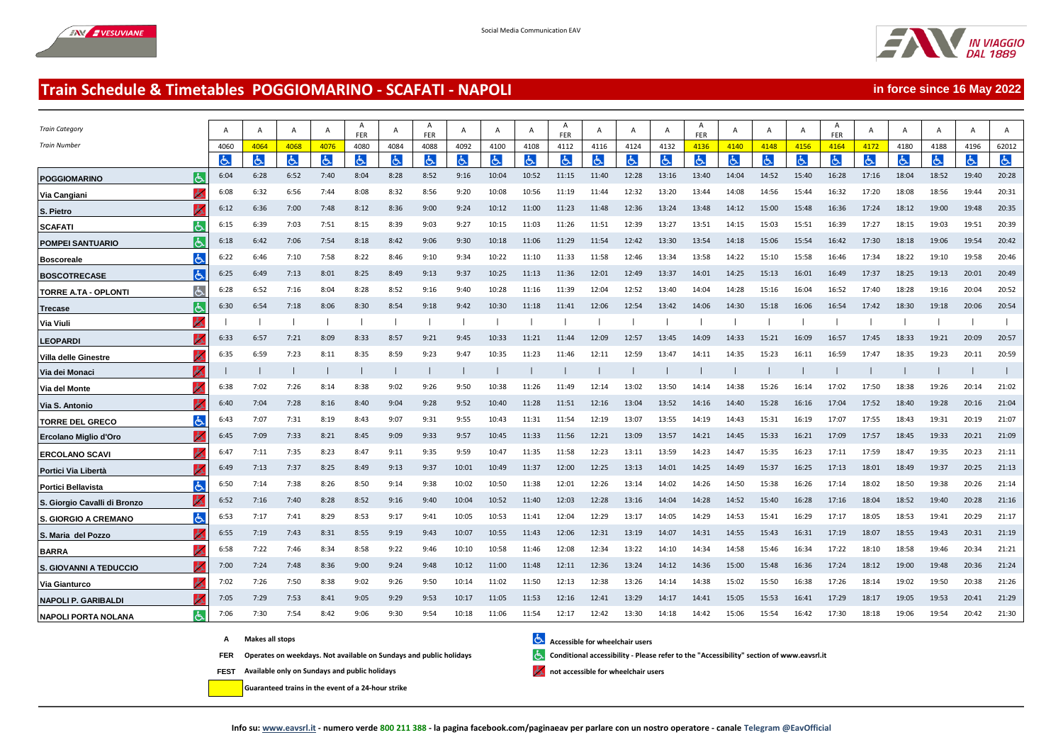# Train Schedule & Timetables POGGIOMARINO - SCAFATI - NAPOLI

**in force since 16 May 2022**

| Train Category | | A | A | A | A | A FER | A | A FER | A | A | A | A FER | A | A | A | A FER | A | A | A | A FER | A | A | A | A | A |
|---|---|---|---|---|---|---|---|---|---|---|---|---|---|---|---|---|---|---|---|---|---|---|---|---|---|
| Train Number | | 4060 | 4064 | 4068 | 4076 | 4080 | 4084 | 4088 | 4092 | 4100 | 4108 | 4112 | 4116 | 4124 | 4132 | 4136 | 4140 | 4148 | 4156 | 4164 | 4172 | 4180 | 4188 | 4196 | 62012 |
| | | ♿ | ♿ | ♿ | ♿ | ♿ | ♿ | ♿ | ♿ | ♿ | ♿ | ♿ | ♿ | ♿ | ♿ | ♿ | ♿ | ♿ | ♿ | ♿ | ♿ | ♿ | ♿ | ♿ | ♿ |
| **POGGIOMARINO** | ♿ | 6:04 | 6:28 | 6:52 | 7:40 | 8:04 | 8:28 | 8:52 | 9:16 | 10:04 | 10:52 | 11:15 | 11:40 | 12:28 | 13:16 | 13:40 | 14:04 | 14:52 | 15:40 | 16:28 | 17:16 | 18:04 | 18:52 | 19:40 | 20:28 |
| **Via Cangiani** | not accessible | 6:08 | 6:32 | 6:56 | 7:44 | 8:08 | 8:32 | 8:56 | 9:20 | 10:08 | 10:56 | 11:19 | 11:44 | 12:32 | 13:20 | 13:44 | 14:08 | 14:56 | 15:44 | 16:32 | 17:20 | 18:08 | 18:56 | 19:44 | 20:31 |
| **S. Pietro** | not accessible | 6:12 | 6:36 | 7:00 | 7:48 | 8:12 | 8:36 | 9:00 | 9:24 | 10:12 | 11:00 | 11:23 | 11:48 | 12:36 | 13:24 | 13:48 | 14:12 | 15:00 | 15:48 | 16:36 | 17:24 | 18:12 | 19:00 | 19:48 | 20:35 |
| **SCAFATI** | ♿ | 6:15 | 6:39 | 7:03 | 7:51 | 8:15 | 8:39 | 9:03 | 9:27 | 10:15 | 11:03 | 11:26 | 11:51 | 12:39 | 13:27 | 13:51 | 14:15 | 15:03 | 15:51 | 16:39 | 17:27 | 18:15 | 19:03 | 19:51 | 20:39 |
| **POMPEI SANTUARIO** | ♿ | 6:18 | 6:42 | 7:06 | 7:54 | 8:18 | 8:42 | 9:06 | 9:30 | 10:18 | 11:06 | 11:29 | 11:54 | 12:42 | 13:30 | 13:54 | 14:18 | 15:06 | 15:54 | 16:42 | 17:30 | 18:18 | 19:06 | 19:54 | 20:42 |
| **Boscoreale** | ♿ | 6:22 | 6:46 | 7:10 | 7:58 | 8:22 | 8:46 | 9:10 | 9:34 | 10:22 | 11:10 | 11:33 | 11:58 | 12:46 | 13:34 | 13:58 | 14:22 | 15:10 | 15:58 | 16:46 | 17:34 | 18:22 | 19:10 | 19:58 | 20:46 |
| **BOSCOTRECASE** | ♿ | 6:25 | 6:49 | 7:13 | 8:01 | 8:25 | 8:49 | 9:13 | 9:37 | 10:25 | 11:13 | 11:36 | 12:01 | 12:49 | 13:37 | 14:01 | 14:25 | 15:13 | 16:01 | 16:49 | 17:37 | 18:25 | 19:13 | 20:01 | 20:49 |
| **TORRE A.TA - OPLONTI** | ♿ (conditional) | 6:28 | 6:52 | 7:16 | 8:04 | 8:28 | 8:52 | 9:16 | 9:40 | 10:28 | 11:16 | 11:39 | 12:04 | 12:52 | 13:40 | 14:04 | 14:28 | 15:16 | 16:04 | 16:52 | 17:40 | 18:28 | 19:16 | 20:04 | 20:52 |
| **Trecase** | ♿ (conditional) | 6:30 | 6:54 | 7:18 | 8:06 | 8:30 | 8:54 | 9:18 | 9:42 | 10:30 | 11:18 | 11:41 | 12:06 | 12:54 | 13:42 | 14:06 | 14:30 | 15:18 | 16:06 | 16:54 | 17:42 | 18:30 | 19:18 | 20:06 | 20:54 |
| **Via Viuli** | not accessible | \| | \| | \| | \| | \| | \| | \| | \| | \| | \| | \| | \| | \| | \| | \| | \| | \| | \| | \| | \| | \| | \| | \| | \| |
| **LEOPARDI** | not accessible | 6:33 | 6:57 | 7:21 | 8:09 | 8:33 | 8:57 | 9:21 | 9:45 | 10:33 | 11:21 | 11:44 | 12:09 | 12:57 | 13:45 | 14:09 | 14:33 | 15:21 | 16:09 | 16:57 | 17:45 | 18:33 | 19:21 | 20:09 | 20:57 |
| **Villa delle Ginestre** | not accessible | 6:35 | 6:59 | 7:23 | 8:11 | 8:35 | 8:59 | 9:23 | 9:47 | 10:35 | 11:23 | 11:46 | 12:11 | 12:59 | 13:47 | 14:11 | 14:35 | 15:23 | 16:11 | 16:59 | 17:47 | 18:35 | 19:23 | 20:11 | 20:59 |
| **Via dei Monaci** | not accessible | \| | \| | \| | \| | \| | \| | \| | \| | \| | \| | \| | \| | \| | \| | \| | \| | \| | \| | \| | \| | \| | \| | \| | \| |
| **Via del Monte** | not accessible | 6:38 | 7:02 | 7:26 | 8:14 | 8:38 | 9:02 | 9:26 | 9:50 | 10:38 | 11:26 | 11:49 | 12:14 | 13:02 | 13:50 | 14:14 | 14:38 | 15:26 | 16:14 | 17:02 | 17:50 | 18:38 | 19:26 | 20:14 | 21:02 |
| **Via S. Antonio** | not accessible | 6:40 | 7:04 | 7:28 | 8:16 | 8:40 | 9:04 | 9:28 | 9:52 | 10:40 | 11:28 | 11:51 | 12:16 | 13:04 | 13:52 | 14:16 | 14:40 | 15:28 | 16:16 | 17:04 | 17:52 | 18:40 | 19:28 | 20:16 | 21:04 |
| **TORRE DEL GRECO** | ♿ | 6:43 | 7:07 | 7:31 | 8:19 | 8:43 | 9:07 | 9:31 | 9:55 | 10:43 | 11:31 | 11:54 | 12:19 | 13:07 | 13:55 | 14:19 | 14:43 | 15:31 | 16:19 | 17:07 | 17:55 | 18:43 | 19:31 | 20:19 | 21:07 |
| **Ercolano Miglio d'Oro** | not accessible | 6:45 | 7:09 | 7:33 | 8:21 | 8:45 | 9:09 | 9:33 | 9:57 | 10:45 | 11:33 | 11:56 | 12:21 | 13:09 | 13:57 | 14:21 | 14:45 | 15:33 | 16:21 | 17:09 | 17:57 | 18:45 | 19:33 | 20:21 | 21:09 |
| **ERCOLANO SCAVI** | not accessible | 6:47 | 7:11 | 7:35 | 8:23 | 8:47 | 9:11 | 9:35 | 9:59 | 10:47 | 11:35 | 11:58 | 12:23 | 13:11 | 13:59 | 14:23 | 14:47 | 15:35 | 16:23 | 17:11 | 17:59 | 18:47 | 19:35 | 20:23 | 21:11 |
| **Portici Via Libertà** | not accessible | 6:49 | 7:13 | 7:37 | 8:25 | 8:49 | 9:13 | 9:37 | 10:01 | 10:49 | 11:37 | 12:00 | 12:25 | 13:13 | 14:01 | 14:25 | 14:49 | 15:37 | 16:25 | 17:13 | 18:01 | 18:49 | 19:37 | 20:25 | 21:13 |
| **Portici Bellavista** | ♿ | 6:50 | 7:14 | 7:38 | 8:26 | 8:50 | 9:14 | 9:38 | 10:02 | 10:50 | 11:38 | 12:01 | 12:26 | 13:14 | 14:02 | 14:26 | 14:50 | 15:38 | 16:26 | 17:14 | 18:02 | 18:50 | 19:38 | 20:26 | 21:14 |
| **S. Giorgio Cavalli di Bronzo** | not accessible | 6:52 | 7:16 | 7:40 | 8:28 | 8:52 | 9:16 | 9:40 | 10:04 | 10:52 | 11:40 | 12:03 | 12:28 | 13:16 | 14:04 | 14:28 | 14:52 | 15:40 | 16:28 | 17:16 | 18:04 | 18:52 | 19:40 | 20:28 | 21:16 |
| **S. GIORGIO A CREMANO** | ♿ | 6:53 | 7:17 | 7:41 | 8:29 | 8:53 | 9:17 | 9:41 | 10:05 | 10:53 | 11:41 | 12:04 | 12:29 | 13:17 | 14:05 | 14:29 | 14:53 | 15:41 | 16:29 | 17:17 | 18:05 | 18:53 | 19:41 | 20:29 | 21:17 |
| **S. Maria del Pozzo** | not accessible | 6:55 | 7:19 | 7:43 | 8:31 | 8:55 | 9:19 | 9:43 | 10:07 | 10:55 | 11:43 | 12:06 | 12:31 | 13:19 | 14:07 | 14:31 | 14:55 | 15:43 | 16:31 | 17:19 | 18:07 | 18:55 | 19:43 | 20:31 | 21:19 |
| **BARRA** | not accessible | 6:58 | 7:22 | 7:46 | 8:34 | 8:58 | 9:22 | 9:46 | 10:10 | 10:58 | 11:46 | 12:08 | 12:34 | 13:22 | 14:10 | 14:34 | 14:58 | 15:46 | 16:34 | 17:22 | 18:10 | 18:58 | 19:46 | 20:34 | 21:21 |
| **S. GIOVANNI A TEDUCCIO** | not accessible | 7:00 | 7:24 | 7:48 | 8:36 | 9:00 | 9:24 | 9:48 | 10:12 | 11:00 | 11:48 | 12:11 | 12:36 | 13:24 | 14:12 | 14:36 | 15:00 | 15:48 | 16:36 | 17:24 | 18:12 | 19:00 | 19:48 | 20:36 | 21:24 |
| **Via Gianturco** | not accessible | 7:02 | 7:26 | 7:50 | 8:38 | 9:02 | 9:26 | 9:50 | 10:14 | 11:02 | 11:50 | 12:13 | 12:38 | 13:26 | 14:14 | 14:38 | 15:02 | 15:50 | 16:38 | 17:26 | 18:14 | 19:02 | 19:50 | 20:38 | 21:26 |
| **NAPOLI P. GARIBALDI** | not accessible | 7:05 | 7:29 | 7:53 | 8:41 | 9:05 | 9:29 | 9:53 | 10:17 | 11:05 | 11:53 | 12:16 | 12:41 | 13:29 | 14:17 | 14:41 | 15:05 | 15:53 | 16:41 | 17:29 | 18:17 | 19:05 | 19:53 | 20:41 | 21:29 |
| **NAPOLI PORTA NOLANA** | ♿ | 7:06 | 7:30 | 7:54 | 8:42 | 9:06 | 9:30 | 9:54 | 10:18 | 11:06 | 11:54 | 12:17 | 12:42 | 13:30 | 14:18 | 14:42 | 15:06 | 15:54 | 16:42 | 17:30 | 18:18 | 19:06 | 19:54 | 20:42 | 21:30 |

**A** Makes all stops

**FER** Operates on weekdays. Not available on Sundays and public holidays

**FEST** Available only on Sundays and public holidays

Guaranteed trains in the event of a 24-hour strike (highlighted in yellow: 4064, 4068, 4076, 4136, 4140, 4148, 4156, 4164, 4172)

♿ Accessible for wheelchair users

♿ (conditional) Conditional accessibility - Please refer to the "Accessibility" section of www.eavsrl.it

not accessible: not accessible for wheelchair users

Info su: www.eavsrl.it - numero verde 800 211 388 - la pagina facebook.com/paginaeav per parlare con un nostro operatore - canale Telegram @EavOfficial